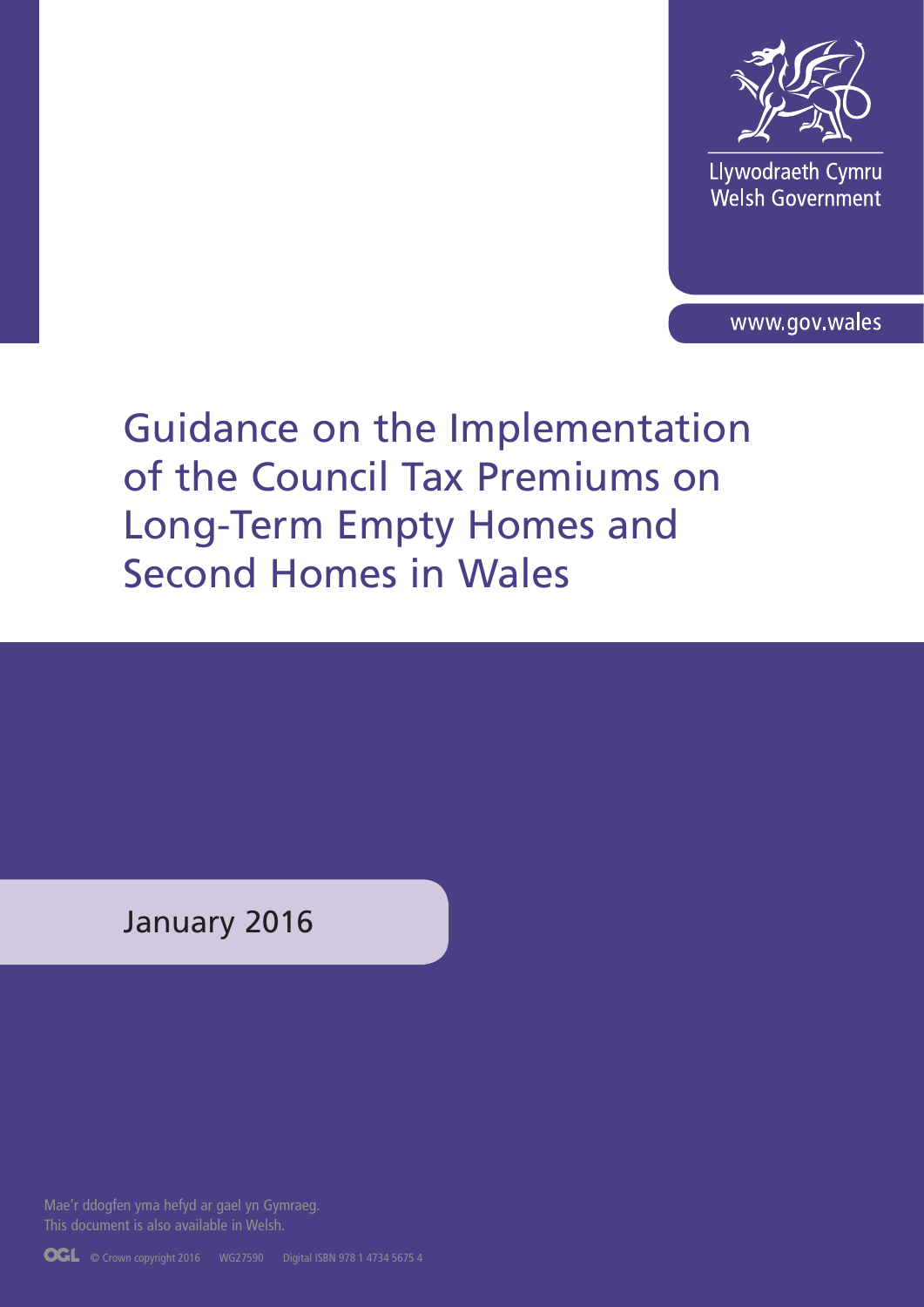Llywodraeth Cymru
Welsh Government

www.gov.wales

# Guidance on the Implementation of the Council Tax Premiums on Long-Term Empty Homes and Second Homes in Wales

January 2016

Mae'r ddogfen yma hefyd ar gael yn Gymraeg.
This document is also available in Welsh.

© Crown copyright 2016 WG27590 Digital ISBN 978 1 4734 5675 4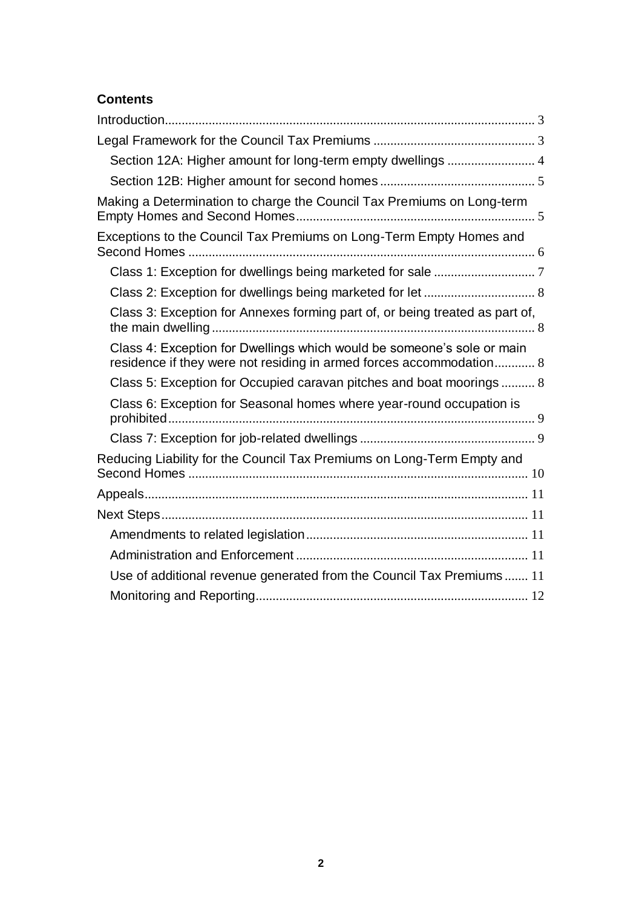**Contents**

- Introduction ... 3
- Legal Framework for the Council Tax Premiums ... 3
  - Section 12A: Higher amount for long-term empty dwellings ... 4
  - Section 12B: Higher amount for second homes ... 5
- Making a Determination to charge the Council Tax Premiums on Long-term Empty Homes and Second Homes ... 5
- Exceptions to the Council Tax Premiums on Long-Term Empty Homes and Second Homes ... 6
  - Class 1: Exception for dwellings being marketed for sale ... 7
  - Class 2: Exception for dwellings being marketed for let ... 8
  - Class 3: Exception for Annexes forming part of, or being treated as part of, the main dwelling ... 8
  - Class 4: Exception for Dwellings which would be someone's sole or main residence if they were not residing in armed forces accommodation ... 8
  - Class 5: Exception for Occupied caravan pitches and boat moorings ... 8
  - Class 6: Exception for Seasonal homes where year-round occupation is prohibited ... 9
  - Class 7: Exception for job-related dwellings ... 9
- Reducing Liability for the Council Tax Premiums on Long-Term Empty and Second Homes ... 10
- Appeals ... 11
- Next Steps ... 11
  - Amendments to related legislation ... 11
  - Administration and Enforcement ... 11
  - Use of additional revenue generated from the Council Tax Premiums ... 11
  - Monitoring and Reporting ... 12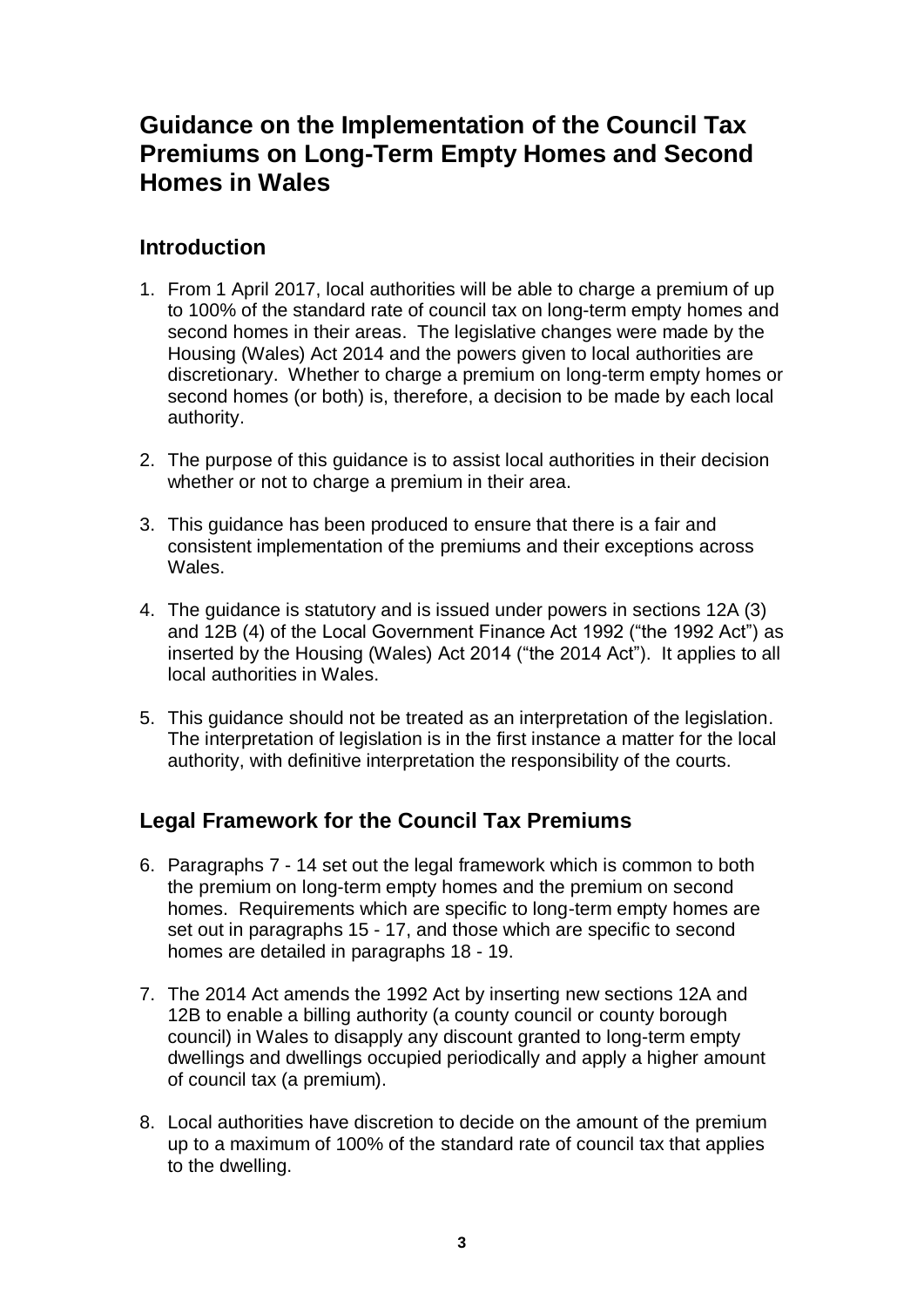# Guidance on the Implementation of the Council Tax Premiums on Long-Term Empty Homes and Second Homes in Wales

## Introduction

1. From 1 April 2017, local authorities will be able to charge a premium of up to 100% of the standard rate of council tax on long-term empty homes and second homes in their areas. The legislative changes were made by the Housing (Wales) Act 2014 and the powers given to local authorities are discretionary. Whether to charge a premium on long-term empty homes or second homes (or both) is, therefore, a decision to be made by each local authority.

2. The purpose of this guidance is to assist local authorities in their decision whether or not to charge a premium in their area.

3. This guidance has been produced to ensure that there is a fair and consistent implementation of the premiums and their exceptions across Wales.

4. The guidance is statutory and is issued under powers in sections 12A (3) and 12B (4) of the Local Government Finance Act 1992 ("the 1992 Act") as inserted by the Housing (Wales) Act 2014 ("the 2014 Act"). It applies to all local authorities in Wales.

5. This guidance should not be treated as an interpretation of the legislation. The interpretation of legislation is in the first instance a matter for the local authority, with definitive interpretation the responsibility of the courts.

## Legal Framework for the Council Tax Premiums

6. Paragraphs 7 - 14 set out the legal framework which is common to both the premium on long-term empty homes and the premium on second homes. Requirements which are specific to long-term empty homes are set out in paragraphs 15 - 17, and those which are specific to second homes are detailed in paragraphs 18 - 19.

7. The 2014 Act amends the 1992 Act by inserting new sections 12A and 12B to enable a billing authority (a county council or county borough council) in Wales to disapply any discount granted to long-term empty dwellings and dwellings occupied periodically and apply a higher amount of council tax (a premium).

8. Local authorities have discretion to decide on the amount of the premium up to a maximum of 100% of the standard rate of council tax that applies to the dwelling.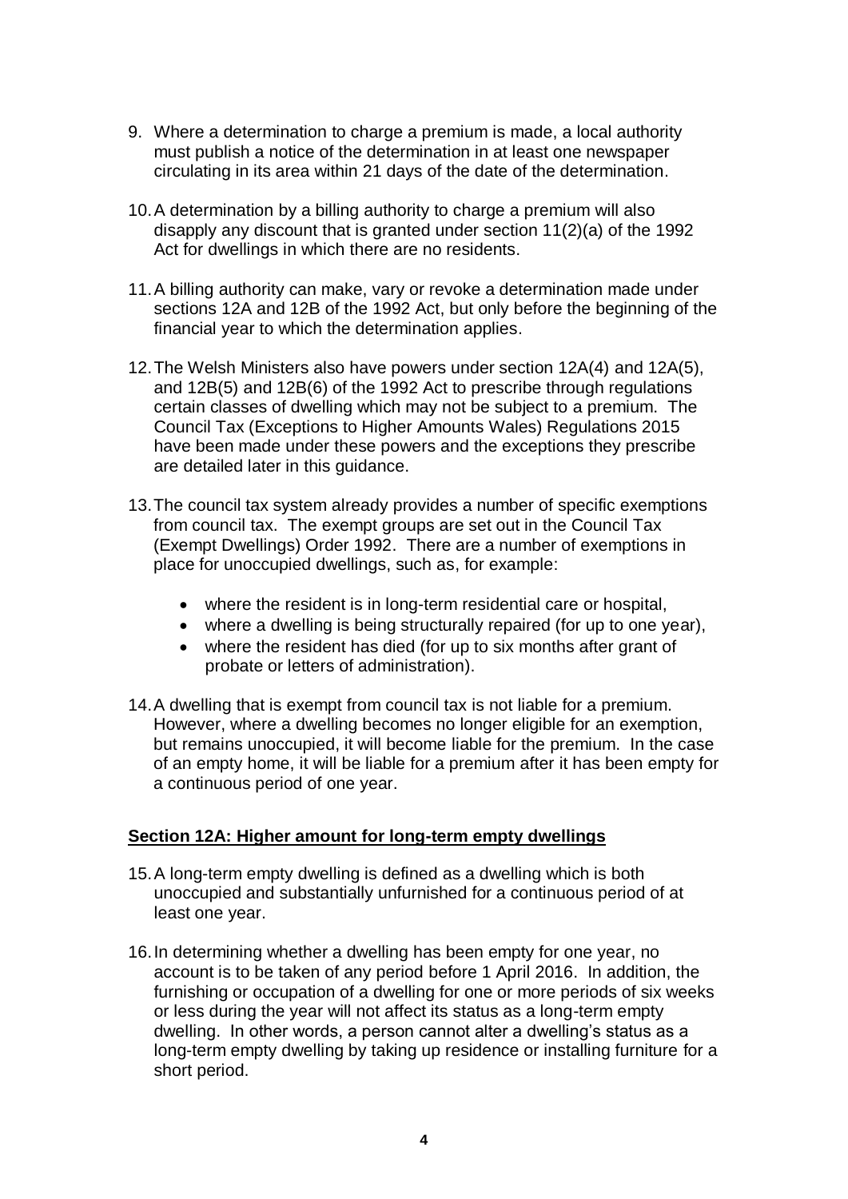9. Where a determination to charge a premium is made, a local authority must publish a notice of the determination in at least one newspaper circulating in its area within 21 days of the date of the determination.

10. A determination by a billing authority to charge a premium will also disapply any discount that is granted under section 11(2)(a) of the 1992 Act for dwellings in which there are no residents.

11. A billing authority can make, vary or revoke a determination made under sections 12A and 12B of the 1992 Act, but only before the beginning of the financial year to which the determination applies.

12. The Welsh Ministers also have powers under section 12A(4) and 12A(5), and 12B(5) and 12B(6) of the 1992 Act to prescribe through regulations certain classes of dwelling which may not be subject to a premium. The Council Tax (Exceptions to Higher Amounts Wales) Regulations 2015 have been made under these powers and the exceptions they prescribe are detailed later in this guidance.

13. The council tax system already provides a number of specific exemptions from council tax. The exempt groups are set out in the Council Tax (Exempt Dwellings) Order 1992. There are a number of exemptions in place for unoccupied dwellings, such as, for example:

    - where the resident is in long-term residential care or hospital,
    - where a dwelling is being structurally repaired (for up to one year),
    - where the resident has died (for up to six months after grant of probate or letters of administration).

14. A dwelling that is exempt from council tax is not liable for a premium. However, where a dwelling becomes no longer eligible for an exemption, but remains unoccupied, it will become liable for the premium. In the case of an empty home, it will be liable for a premium after it has been empty for a continuous period of one year.

**Section 12A: Higher amount for long-term empty dwellings**

15. A long-term empty dwelling is defined as a dwelling which is both unoccupied and substantially unfurnished for a continuous period of at least one year.

16. In determining whether a dwelling has been empty for one year, no account is to be taken of any period before 1 April 2016. In addition, the furnishing or occupation of a dwelling for one or more periods of six weeks or less during the year will not affect its status as a long-term empty dwelling. In other words, a person cannot alter a dwelling's status as a long-term empty dwelling by taking up residence or installing furniture for a short period.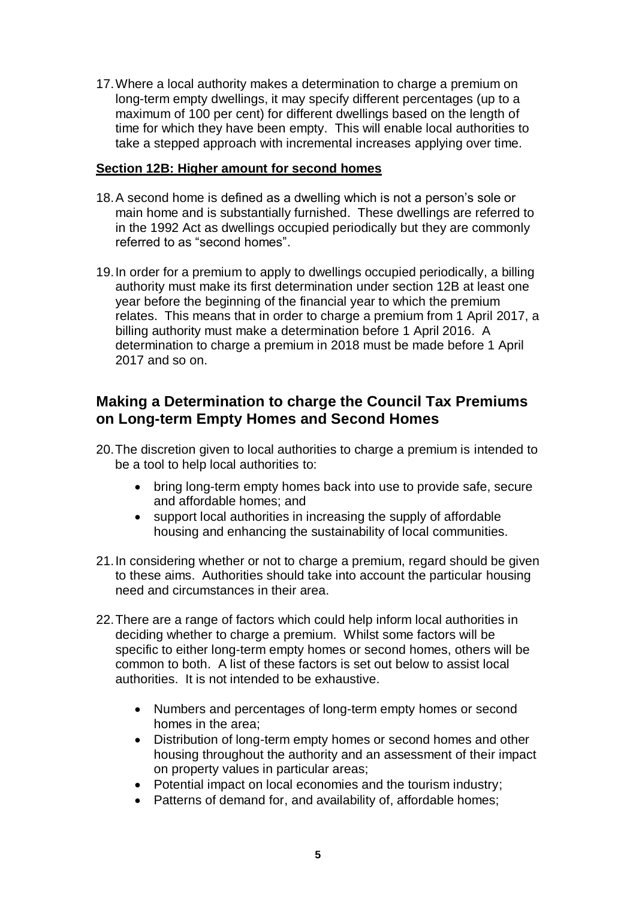17. Where a local authority makes a determination to charge a premium on long-term empty dwellings, it may specify different percentages (up to a maximum of 100 per cent) for different dwellings based on the length of time for which they have been empty. This will enable local authorities to take a stepped approach with incremental increases applying over time.

**Section 12B: Higher amount for second homes**

18. A second home is defined as a dwelling which is not a person's sole or main home and is substantially furnished. These dwellings are referred to in the 1992 Act as dwellings occupied periodically but they are commonly referred to as "second homes".

19. In order for a premium to apply to dwellings occupied periodically, a billing authority must make its first determination under section 12B at least one year before the beginning of the financial year to which the premium relates. This means that in order to charge a premium from 1 April 2017, a billing authority must make a determination before 1 April 2016. A determination to charge a premium in 2018 must be made before 1 April 2017 and so on.

## Making a Determination to charge the Council Tax Premiums on Long-term Empty Homes and Second Homes

20. The discretion given to local authorities to charge a premium is intended to be a tool to help local authorities to:

    - bring long-term empty homes back into use to provide safe, secure and affordable homes; and
    - support local authorities in increasing the supply of affordable housing and enhancing the sustainability of local communities.

21. In considering whether or not to charge a premium, regard should be given to these aims. Authorities should take into account the particular housing need and circumstances in their area.

22. There are a range of factors which could help inform local authorities in deciding whether to charge a premium. Whilst some factors will be specific to either long-term empty homes or second homes, others will be common to both. A list of these factors is set out below to assist local authorities. It is not intended to be exhaustive.

    - Numbers and percentages of long-term empty homes or second homes in the area;
    - Distribution of long-term empty homes or second homes and other housing throughout the authority and an assessment of their impact on property values in particular areas;
    - Potential impact on local economies and the tourism industry;
    - Patterns of demand for, and availability of, affordable homes;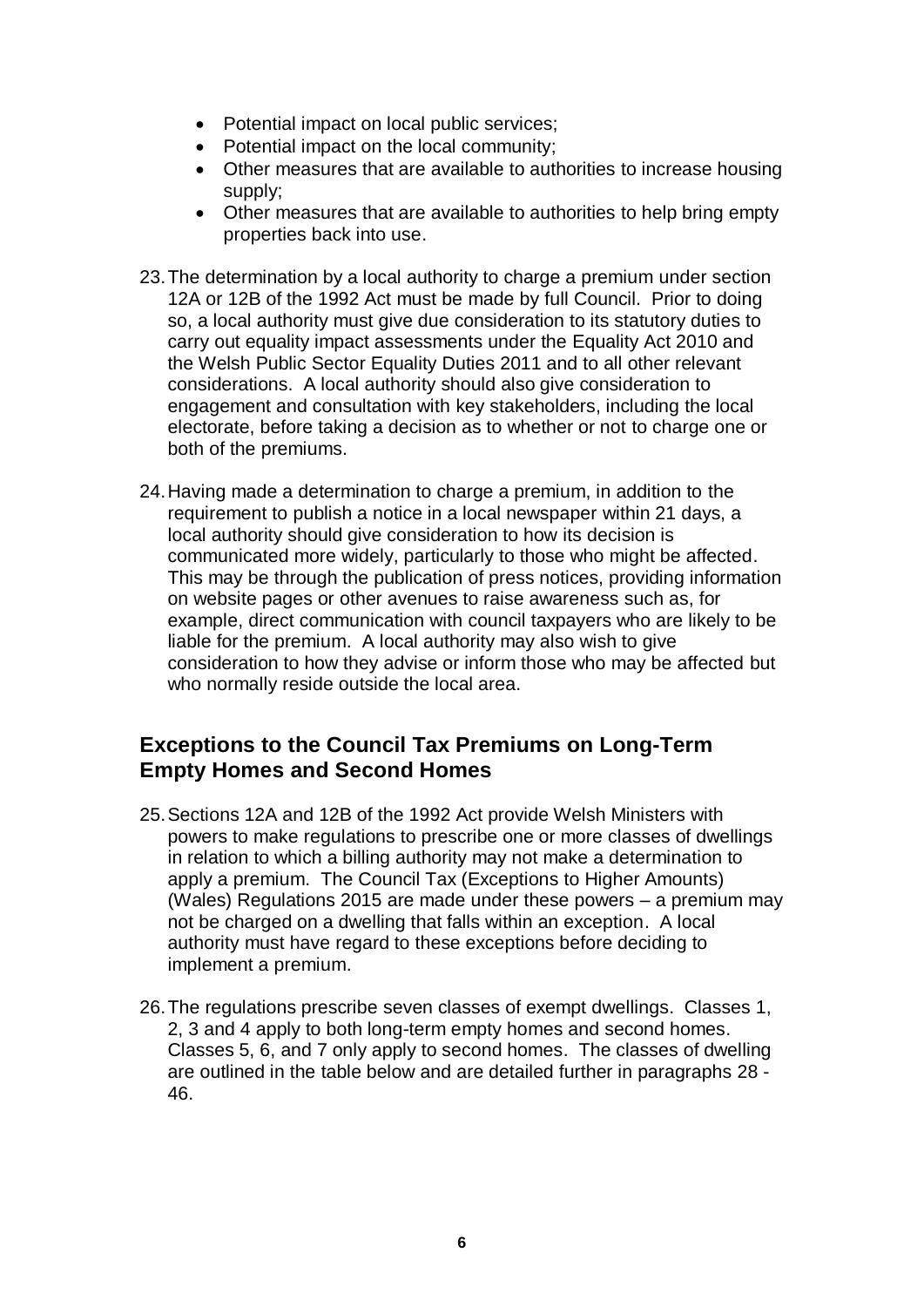- Potential impact on local public services;
- Potential impact on the local community;
- Other measures that are available to authorities to increase housing supply;
- Other measures that are available to authorities to help bring empty properties back into use.

23. The determination by a local authority to charge a premium under section 12A or 12B of the 1992 Act must be made by full Council. Prior to doing so, a local authority must give due consideration to its statutory duties to carry out equality impact assessments under the Equality Act 2010 and the Welsh Public Sector Equality Duties 2011 and to all other relevant considerations. A local authority should also give consideration to engagement and consultation with key stakeholders, including the local electorate, before taking a decision as to whether or not to charge one or both of the premiums.

24. Having made a determination to charge a premium, in addition to the requirement to publish a notice in a local newspaper within 21 days, a local authority should give consideration to how its decision is communicated more widely, particularly to those who might be affected. This may be through the publication of press notices, providing information on website pages or other avenues to raise awareness such as, for example, direct communication with council taxpayers who are likely to be liable for the premium. A local authority may also wish to give consideration to how they advise or inform those who may be affected but who normally reside outside the local area.

## Exceptions to the Council Tax Premiums on Long-Term Empty Homes and Second Homes

25. Sections 12A and 12B of the 1992 Act provide Welsh Ministers with powers to make regulations to prescribe one or more classes of dwellings in relation to which a billing authority may not make a determination to apply a premium. The Council Tax (Exceptions to Higher Amounts) (Wales) Regulations 2015 are made under these powers – a premium may not be charged on a dwelling that falls within an exception. A local authority must have regard to these exceptions before deciding to implement a premium.

26. The regulations prescribe seven classes of exempt dwellings. Classes 1, 2, 3 and 4 apply to both long-term empty homes and second homes. Classes 5, 6, and 7 only apply to second homes. The classes of dwelling are outlined in the table below and are detailed further in paragraphs 28 - 46.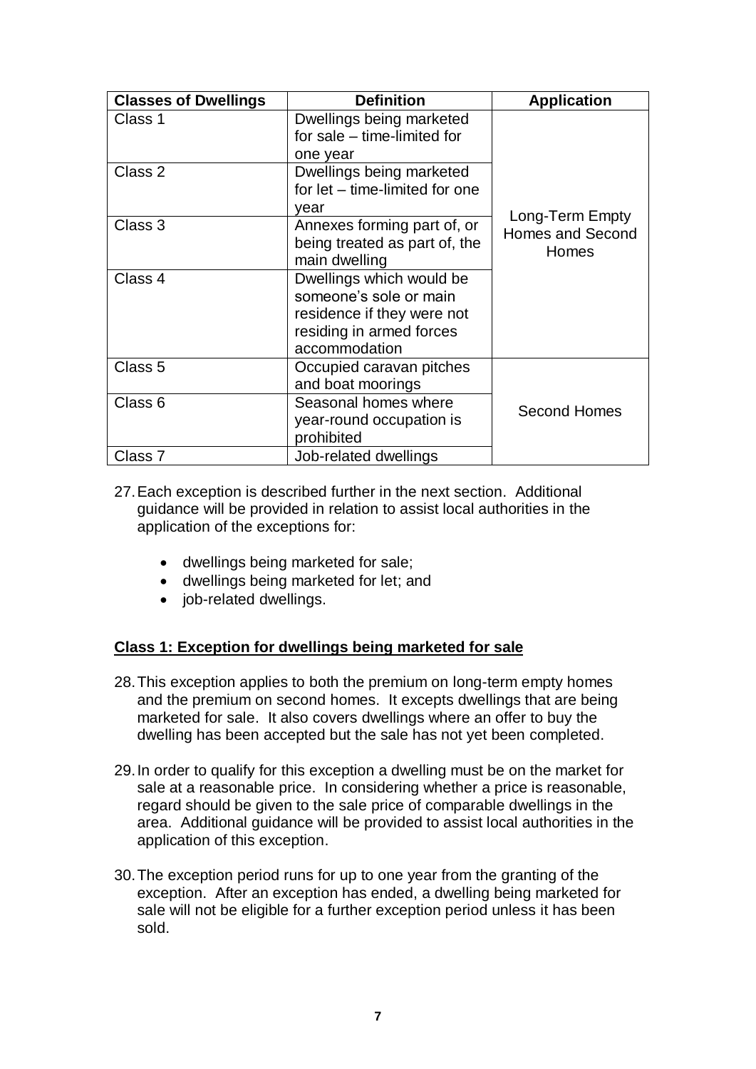| Classes of Dwellings | Definition | Application |
|---|---|---|
| Class 1 | Dwellings being marketed for sale – time-limited for one year | Long-Term Empty Homes and Second Homes |
| Class 2 | Dwellings being marketed for let – time-limited for one year | |
| Class 3 | Annexes forming part of, or being treated as part of, the main dwelling | |
| Class 4 | Dwellings which would be someone's sole or main residence if they were not residing in armed forces accommodation | |
| Class 5 | Occupied caravan pitches and boat moorings | Second Homes |
| Class 6 | Seasonal homes where year-round occupation is prohibited | |
| Class 7 | Job-related dwellings | |

27. Each exception is described further in the next section. Additional guidance will be provided in relation to assist local authorities in the application of the exceptions for:

    - dwellings being marketed for sale;
    - dwellings being marketed for let; and
    - job-related dwellings.

**Class 1: Exception for dwellings being marketed for sale**

28. This exception applies to both the premium on long-term empty homes and the premium on second homes. It excepts dwellings that are being marketed for sale. It also covers dwellings where an offer to buy the dwelling has been accepted but the sale has not yet been completed.

29. In order to qualify for this exception a dwelling must be on the market for sale at a reasonable price. In considering whether a price is reasonable, regard should be given to the sale price of comparable dwellings in the area. Additional guidance will be provided to assist local authorities in the application of this exception.

30. The exception period runs for up to one year from the granting of the exception. After an exception has ended, a dwelling being marketed for sale will not be eligible for a further exception period unless it has been sold.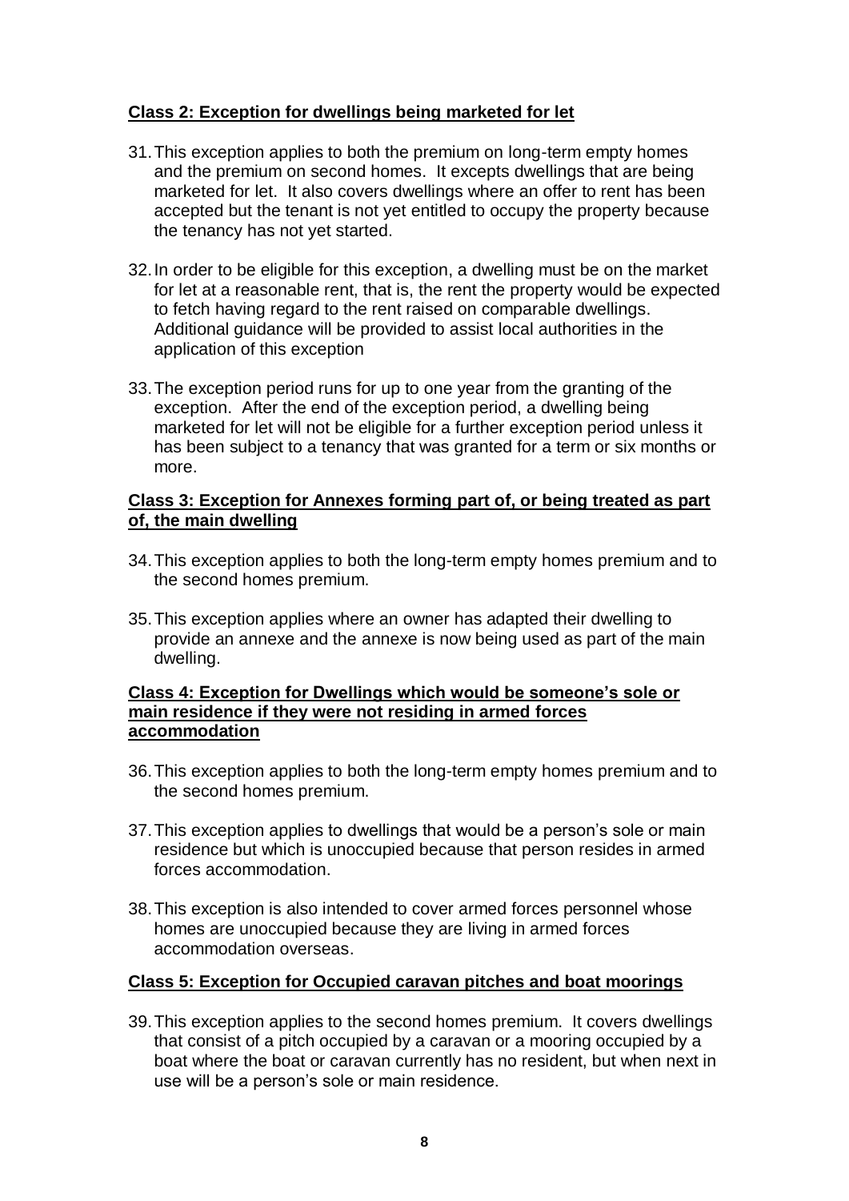**Class 2: Exception for dwellings being marketed for let**

31. This exception applies to both the premium on long-term empty homes and the premium on second homes. It excepts dwellings that are being marketed for let. It also covers dwellings where an offer to rent has been accepted but the tenant is not yet entitled to occupy the property because the tenancy has not yet started.

32. In order to be eligible for this exception, a dwelling must be on the market for let at a reasonable rent, that is, the rent the property would be expected to fetch having regard to the rent raised on comparable dwellings. Additional guidance will be provided to assist local authorities in the application of this exception

33. The exception period runs for up to one year from the granting of the exception. After the end of the exception period, a dwelling being marketed for let will not be eligible for a further exception period unless it has been subject to a tenancy that was granted for a term or six months or more.

**Class 3: Exception for Annexes forming part of, or being treated as part of, the main dwelling**

34. This exception applies to both the long-term empty homes premium and to the second homes premium.

35. This exception applies where an owner has adapted their dwelling to provide an annexe and the annexe is now being used as part of the main dwelling.

**Class 4: Exception for Dwellings which would be someone's sole or main residence if they were not residing in armed forces accommodation**

36. This exception applies to both the long-term empty homes premium and to the second homes premium.

37. This exception applies to dwellings that would be a person's sole or main residence but which is unoccupied because that person resides in armed forces accommodation.

38. This exception is also intended to cover armed forces personnel whose homes are unoccupied because they are living in armed forces accommodation overseas.

**Class 5: Exception for Occupied caravan pitches and boat moorings**

39. This exception applies to the second homes premium. It covers dwellings that consist of a pitch occupied by a caravan or a mooring occupied by a boat where the boat or caravan currently has no resident, but when next in use will be a person's sole or main residence.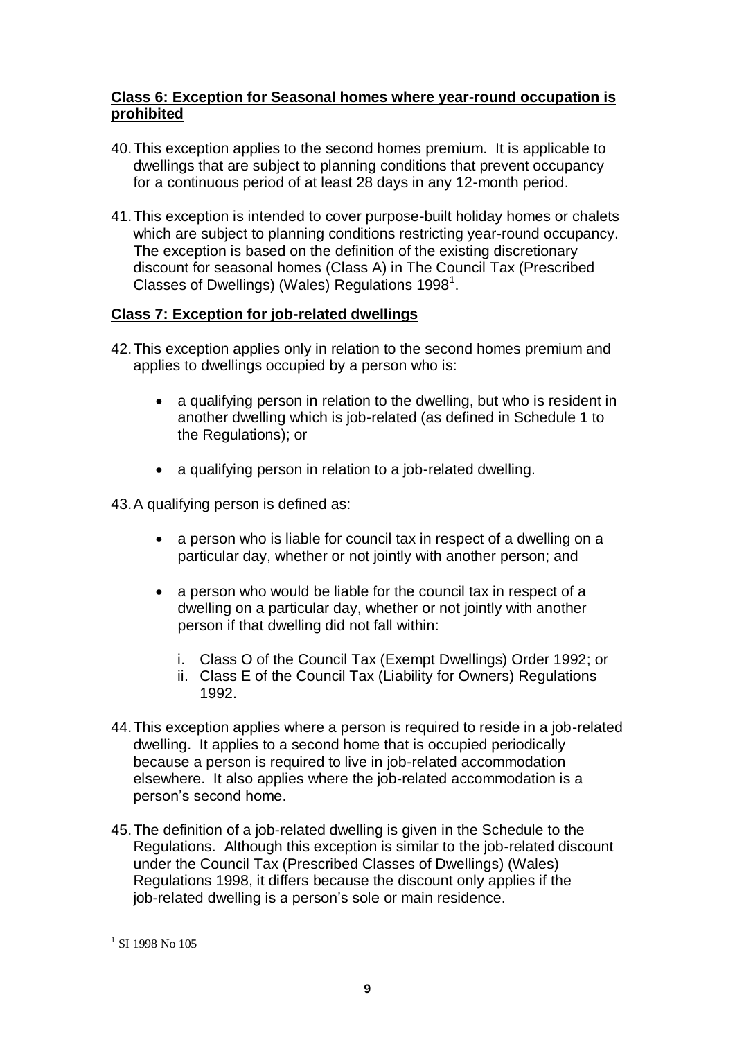**Class 6: Exception for Seasonal homes where year-round occupation is prohibited**

40. This exception applies to the second homes premium. It is applicable to dwellings that are subject to planning conditions that prevent occupancy for a continuous period of at least 28 days in any 12-month period.

41. This exception is intended to cover purpose-built holiday homes or chalets which are subject to planning conditions restricting year-round occupancy. The exception is based on the definition of the existing discretionary discount for seasonal homes (Class A) in The Council Tax (Prescribed Classes of Dwellings) (Wales) Regulations 1998[1].

**Class 7: Exception for job-related dwellings**

42. This exception applies only in relation to the second homes premium and applies to dwellings occupied by a person who is:

   - a qualifying person in relation to the dwelling, but who is resident in another dwelling which is job-related (as defined in Schedule 1 to the Regulations); or
   - a qualifying person in relation to a job-related dwelling.

43. A qualifying person is defined as:

   - a person who is liable for council tax in respect of a dwelling on a particular day, whether or not jointly with another person; and
   - a person who would be liable for the council tax in respect of a dwelling on a particular day, whether or not jointly with another person if that dwelling did not fall within:
      i. Class O of the Council Tax (Exempt Dwellings) Order 1992; or
      ii. Class E of the Council Tax (Liability for Owners) Regulations 1992.

44. This exception applies where a person is required to reside in a job-related dwelling. It applies to a second home that is occupied periodically because a person is required to live in job-related accommodation elsewhere. It also applies where the job-related accommodation is a person's second home.

45. The definition of a job-related dwelling is given in the Schedule to the Regulations. Although this exception is similar to the job-related discount under the Council Tax (Prescribed Classes of Dwellings) (Wales) Regulations 1998, it differs because the discount only applies if the job-related dwelling is a person's sole or main residence.

[1] SI 1998 No 105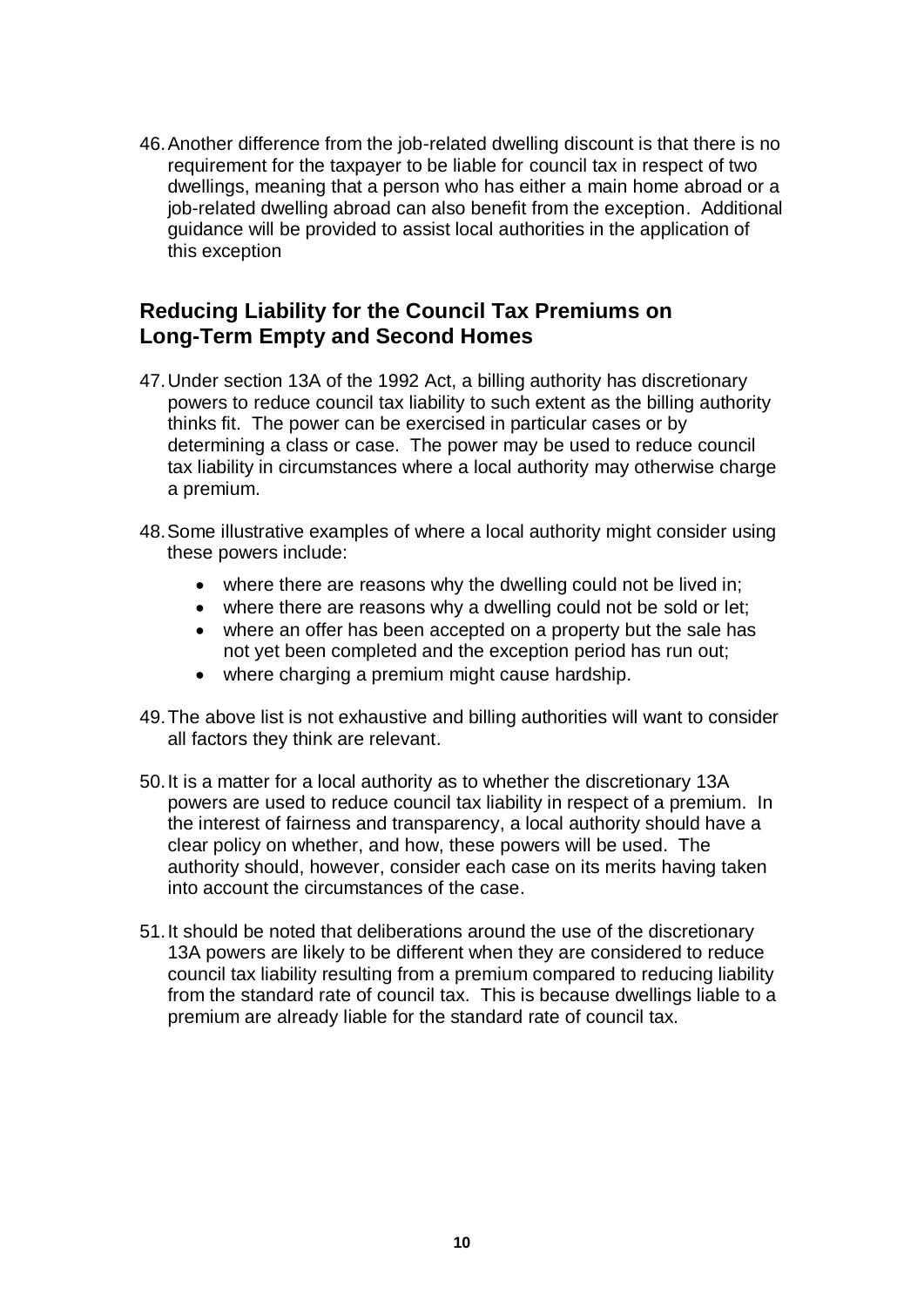46. Another difference from the job-related dwelling discount is that there is no requirement for the taxpayer to be liable for council tax in respect of two dwellings, meaning that a person who has either a main home abroad or a job-related dwelling abroad can also benefit from the exception. Additional guidance will be provided to assist local authorities in the application of this exception

## Reducing Liability for the Council Tax Premiums on Long-Term Empty and Second Homes

47. Under section 13A of the 1992 Act, a billing authority has discretionary powers to reduce council tax liability to such extent as the billing authority thinks fit. The power can be exercised in particular cases or by determining a class or case. The power may be used to reduce council tax liability in circumstances where a local authority may otherwise charge a premium.

48. Some illustrative examples of where a local authority might consider using these powers include:

    - where there are reasons why the dwelling could not be lived in;
    - where there are reasons why a dwelling could not be sold or let;
    - where an offer has been accepted on a property but the sale has not yet been completed and the exception period has run out;
    - where charging a premium might cause hardship.

49. The above list is not exhaustive and billing authorities will want to consider all factors they think are relevant.

50. It is a matter for a local authority as to whether the discretionary 13A powers are used to reduce council tax liability in respect of a premium. In the interest of fairness and transparency, a local authority should have a clear policy on whether, and how, these powers will be used. The authority should, however, consider each case on its merits having taken into account the circumstances of the case.

51. It should be noted that deliberations around the use of the discretionary 13A powers are likely to be different when they are considered to reduce council tax liability resulting from a premium compared to reducing liability from the standard rate of council tax. This is because dwellings liable to a premium are already liable for the standard rate of council tax.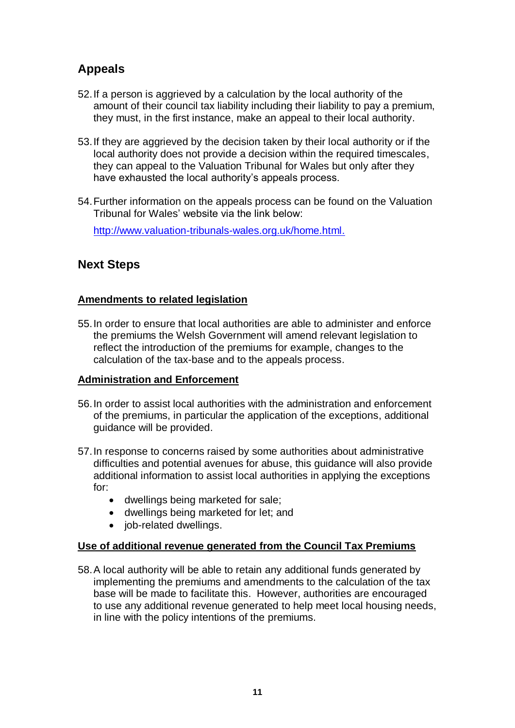## Appeals

52. If a person is aggrieved by a calculation by the local authority of the amount of their council tax liability including their liability to pay a premium, they must, in the first instance, make an appeal to their local authority.

53. If they are aggrieved by the decision taken by their local authority or if the local authority does not provide a decision within the required timescales, they can appeal to the Valuation Tribunal for Wales but only after they have exhausted the local authority's appeals process.

54. Further information on the appeals process can be found on the Valuation Tribunal for Wales' website via the link below:

    http://www.valuation-tribunals-wales.org.uk/home.html.

## Next Steps

### Amendments to related legislation

55. In order to ensure that local authorities are able to administer and enforce the premiums the Welsh Government will amend relevant legislation to reflect the introduction of the premiums for example, changes to the calculation of the tax-base and to the appeals process.

### Administration and Enforcement

56. In order to assist local authorities with the administration and enforcement of the premiums, in particular the application of the exceptions, additional guidance will be provided.

57. In response to concerns raised by some authorities about administrative difficulties and potential avenues for abuse, this guidance will also provide additional information to assist local authorities in applying the exceptions for:
    - dwellings being marketed for sale;
    - dwellings being marketed for let; and
    - job-related dwellings.

### Use of additional revenue generated from the Council Tax Premiums

58. A local authority will be able to retain any additional funds generated by implementing the premiums and amendments to the calculation of the tax base will be made to facilitate this. However, authorities are encouraged to use any additional revenue generated to help meet local housing needs, in line with the policy intentions of the premiums.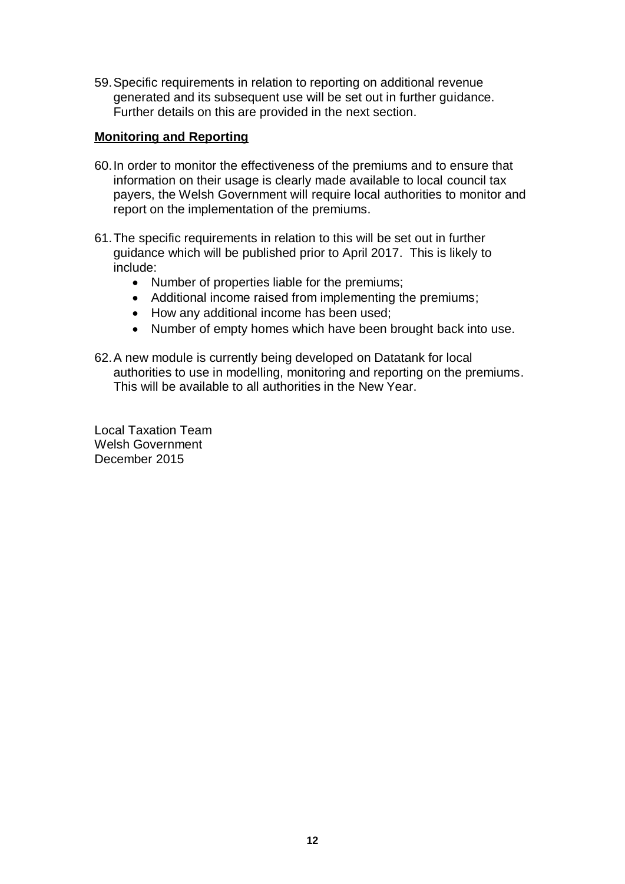59. Specific requirements in relation to reporting on additional revenue generated and its subsequent use will be set out in further guidance. Further details on this are provided in the next section.

**Monitoring and Reporting**

60. In order to monitor the effectiveness of the premiums and to ensure that information on their usage is clearly made available to local council tax payers, the Welsh Government will require local authorities to monitor and report on the implementation of the premiums.

61. The specific requirements in relation to this will be set out in further guidance which will be published prior to April 2017. This is likely to include:
    - Number of properties liable for the premiums;
    - Additional income raised from implementing the premiums;
    - How any additional income has been used;
    - Number of empty homes which have been brought back into use.

62. A new module is currently being developed on Datatank for local authorities to use in modelling, monitoring and reporting on the premiums. This will be available to all authorities in the New Year.

Local Taxation Team
Welsh Government
December 2015